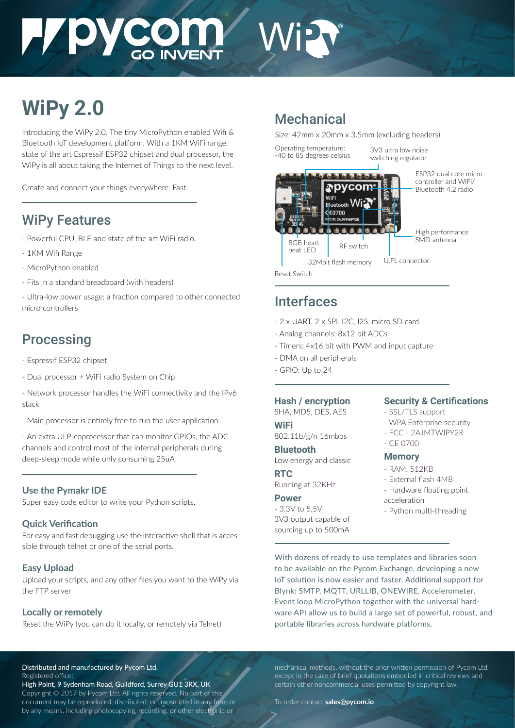# WiPy 2.0

Introducing the WiPy 2.0. The tiny MicroPython enabled Wifi & Bluetooth IoT development platform. With a 1KM WiFi range, state of the art Espressif ESP32 chipset and dual processor, the WiPy is all about taking the Internet of Things to the next level.

Create and connect your things everywhere. Fast.

## WiPy Features

- Powerful CPU, BLE and state of the art WiFi radio.
- 1KM Wifi Range
- MicroPython enabled
- Fits in a standard breadboard (with headers)
- Ultra-low power usage: a fraction compared to other connected micro controllers

## Processing

- Espressif ESP32 chipset
- Dual processor + WiFi radio System on Chip
- Network processor handles the WiFi connectivity and the IPv6 stack
- Main processor is entirely free to run the user application
- An extra ULP-coprocessor that can monitor GPIOs, the ADC channels and control most of the internal peripherals during deep-sleep mode while only consuming 25uA

### Use the Pymakr IDE

Super easy code editor to write your Python scripts.

### Quick Verification

For easy and fast debugging use the interactive shell that is accessible through telnet or one of the serial ports.

### Easy Upload

Upload your scripts, and any other files you want to the WiPy via the FTP server

### Locally or remotely

Reset the WiPy (you can do it locally, or remotely via Telnet)

## Mechanical

Size: 42mm x 20mm x 3.5mm (excluding headers)

Operating temperature: -40 to 85 degrees celsius

3V3 ultra low noise switching regulator

ESP32 dual core micro-controller and WiFi/ Bluetooth 4.2 radio

High performance SMD antenna

RGB heart beat LED

RF switch

U.FL connector

32Mbit flash memory

Reset Switch

## Interfaces

- 2 x UART, 2 x SPI, I2C, I2S, micro SD card
- Analog channels: 8x12 bit ADCs
- Timers: 4x16 bit with PWM and input capture
- DMA on all peripherals
- GPIO: Up to 24

### Hash / encryption

SHA, MD5, DES, AES

### WiFi

802.11b/g/n 16mbps

### Bluetooth

Low energy and classic

### RTC

Running at 32KHz

### Power

- 3.3V to 5.5V
3V3 output capable of sourcing up to 500mA

### Security & Certifications

- SSL/TLS support
- WPA Enterprise security
- FCC - 2AJMTWIPY2R
- CE 0700

### Memory

- RAM: 512KB
- External flash 4MB
- Hardware floating point acceleration
- Python multi-threading

With dozens of ready to use templates and libraries soon to be available on the Pycom Exchange, developing a new IoT solution is now easier and faster. Additional support for Blynk: SMTP, MQTT, URLLIB, ONEWIRE, Accelerometer, Event loop MicroPython together with the universal hardware API allow us to build a large set of powerful, robust, and portable libraries across hardware platforms.

**Distributed and manufactured by Pycom Ltd.**
Registered office:
**High Point, 9 Sydenham Road, Guildford, Surrey GU1 3RX, UK**
Copyright © 2017 by Pycom Ltd. All rights reserved. No part of this document may be reproduced, distributed, or transmitted in any form or by any means, including photocopying, recording, or other electronic or mechanical methods, without the prior written permission of Pycom Ltd, except in the case of brief quotations embodied in critical reviews and certain other noncommercial uses permitted by copyright law.

To order contact **sales@pycom.io**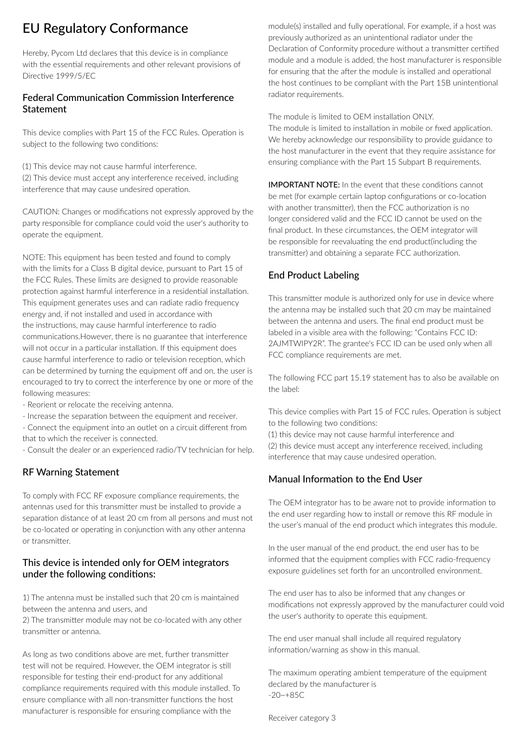# EU Regulatory Conformance

Hereby, Pycom Ltd declares that this device is in compliance with the essential requirements and other relevant provisions of Directive 1999/5/EC

## Federal Communication Commission Interference Statement

This device complies with Part 15 of the FCC Rules. Operation is subject to the following two conditions:

(1) This device may not cause harmful interference.
(2) This device must accept any interference received, including interference that may cause undesired operation.

CAUTION: Changes or modifications not expressly approved by the party responsible for compliance could void the user's authority to operate the equipment.

NOTE: This equipment has been tested and found to comply with the limits for a Class B digital device, pursuant to Part 15 of the FCC Rules. These limits are designed to provide reasonable protection against harmful interference in a residential installation. This equipment generates uses and can radiate radio frequency energy and, if not installed and used in accordance with the instructions, may cause harmful interference to radio communications.However, there is no guarantee that interference will not occur in a particular installation. If this equipment does cause harmful interference to radio or television reception, which can be determined by turning the equipment off and on, the user is encouraged to try to correct the interference by one or more of the following measures:
- Reorient or relocate the receiving antenna.
- Increase the separation between the equipment and receiver.
- Connect the equipment into an outlet on a circuit different from that to which the receiver is connected.
- Consult the dealer or an experienced radio/TV technician for help.

## RF Warning Statement

To comply with FCC RF exposure compliance requirements, the antennas used for this transmitter must be installed to provide a separation distance of at least 20 cm from all persons and must not be co-located or operating in conjunction with any other antenna or transmitter.

## This device is intended only for OEM integrators under the following conditions:

1) The antenna must be installed such that 20 cm is maintained between the antenna and users, and
2) The transmitter module may not be co-located with any other transmitter or antenna.

As long as two conditions above are met, further transmitter test will not be required. However, the OEM integrator is still responsible for testing their end-product for any additional compliance requirements required with this module installed. To ensure compliance with all non-transmitter functions the host manufacturer is responsible for ensuring compliance with the module(s) installed and fully operational. For example, if a host was previously authorized as an unintentional radiator under the Declaration of Conformity procedure without a transmitter certified module and a module is added, the host manufacturer is responsible for ensuring that the after the module is installed and operational the host continues to be compliant with the Part 15B unintentional radiator requirements.

The module is limited to OEM installation ONLY.
The module is limited to installation in mobile or fixed application. We hereby acknowledge our responsibility to provide guidance to the host manufacturer in the event that they require assistance for ensuring compliance with the Part 15 Subpart B requirements.

**IMPORTANT NOTE:** In the event that these conditions cannot be met (for example certain laptop configurations or co-location with another transmitter), then the FCC authorization is no longer considered valid and the FCC ID cannot be used on the final product. In these circumstances, the OEM integrator will be responsible for reevaluating the end product(including the transmitter) and obtaining a separate FCC authorization.

## End Product Labeling

This transmitter module is authorized only for use in device where the antenna may be installed such that 20 cm may be maintained between the antenna and users. The final end product must be labeled in a visible area with the following: "Contains FCC ID: 2AJMTWIPY2R". The grantee's FCC ID can be used only when all FCC compliance requirements are met.

The following FCC part 15.19 statement has to also be available on the label:

This device complies with Part 15 of FCC rules. Operation is subject to the following two conditions:
(1) this device may not cause harmful interference and
(2) this device must accept any interference received, including interference that may cause undesired operation.

## Manual Information to the End User

The OEM integrator has to be aware not to provide information to the end user regarding how to install or remove this RF module in the user's manual of the end product which integrates this module.

In the user manual of the end product, the end user has to be informed that the equipment complies with FCC radio-frequency exposure guidelines set forth for an uncontrolled environment.

The end user has to also be informed that any changes or modifications not expressly approved by the manufacturer could void the user's authority to operate this equipment.

The end user manual shall include all required regulatory information/warning as show in this manual.

The maximum operating ambient temperature of the equipment declared by the manufacturer is
-20~+85C

Receiver category 3